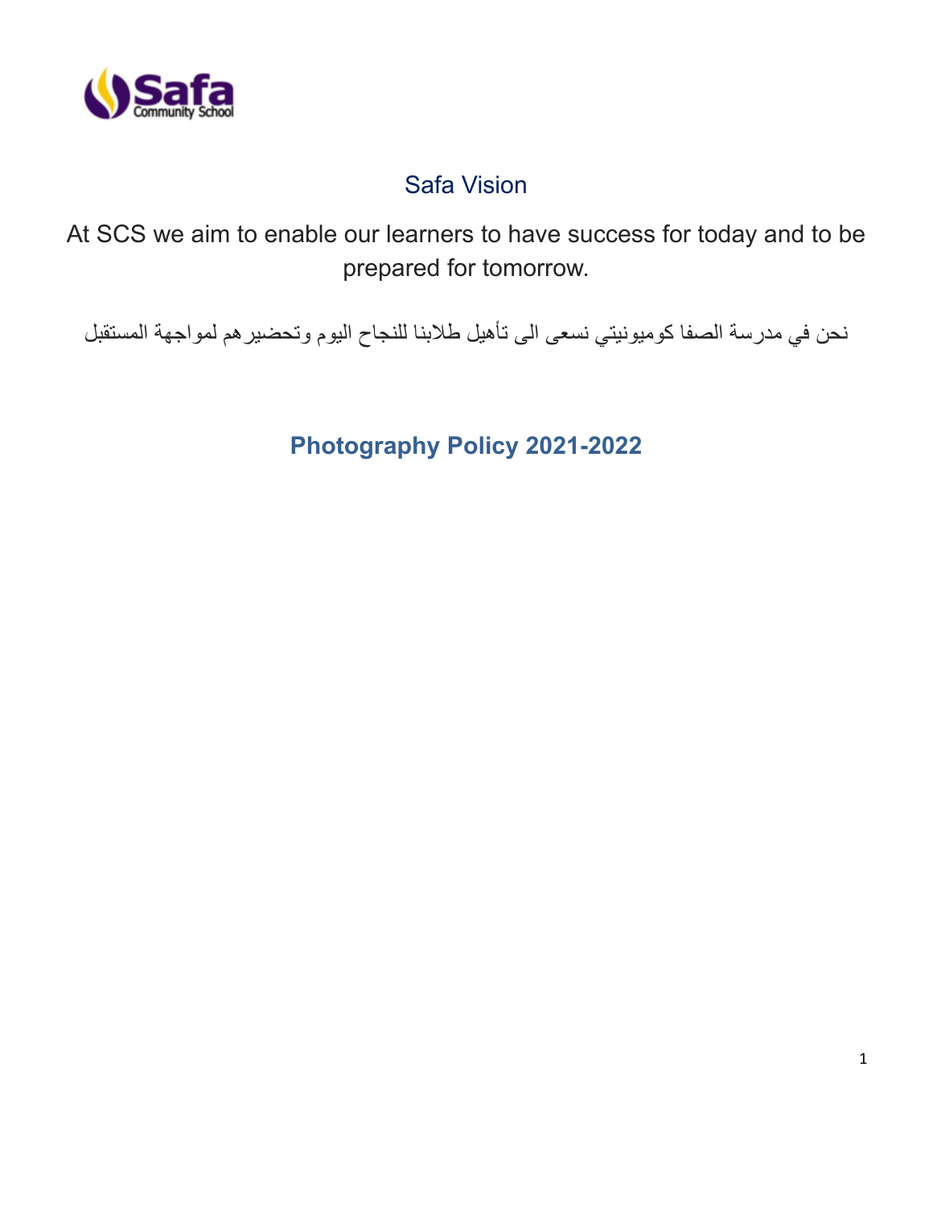Safa Community School

## Safa Vision

At SCS we aim to enable our learners to have success for today and to be prepared for tomorrow.

نحن في مدرسة الصفا كوميونيتي نسعى الى تأهيل طلابنا للنجاح اليوم وتحضيرهم لمواجهة المستقبل

# Photography Policy 2021-2022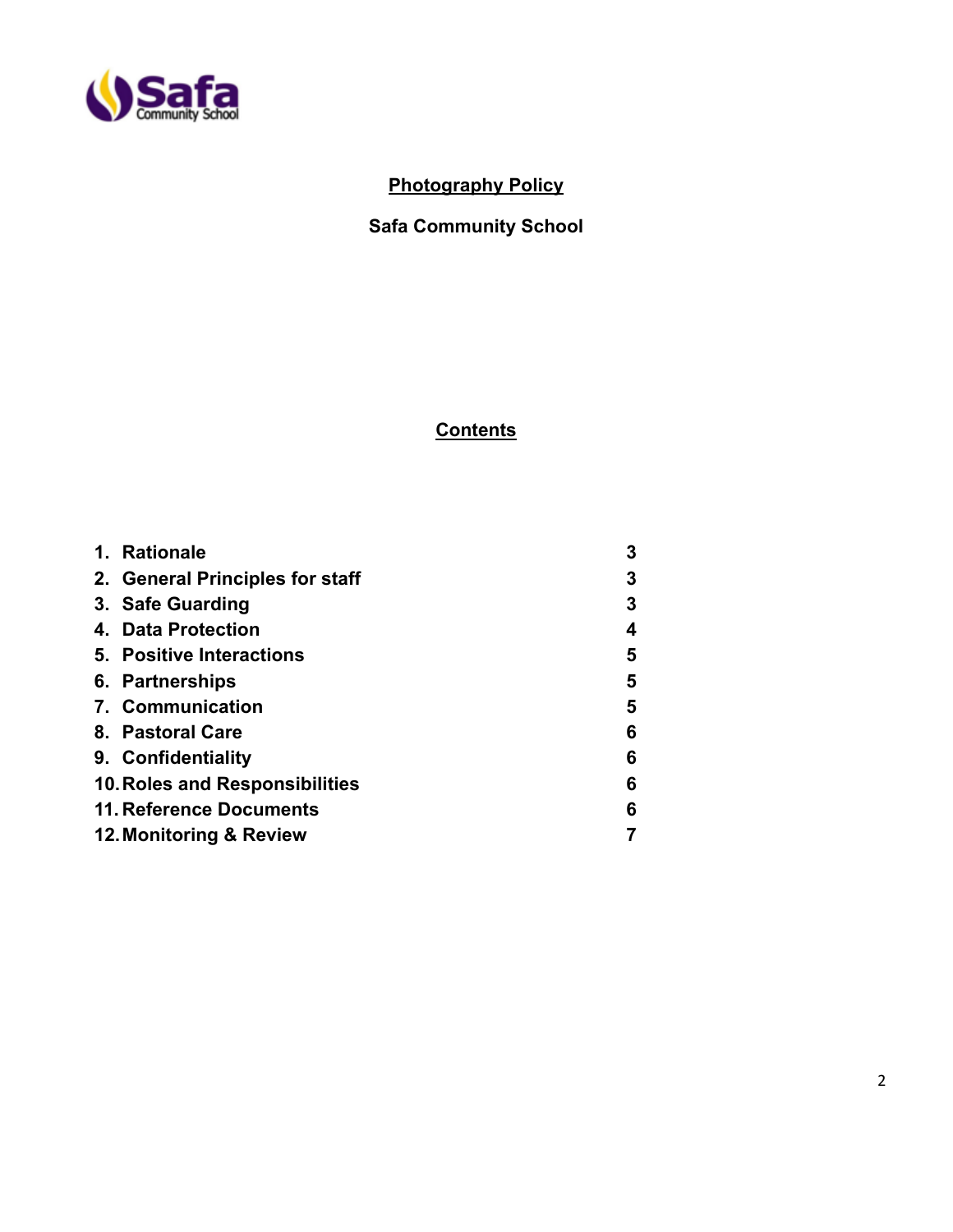# Photography Policy

## Safa Community School

## Contents

| | |
|---|---|
| 1. Rationale | 3 |
| 2. General Principles for staff | 3 |
| 3. Safe Guarding | 3 |
| 4. Data Protection | 4 |
| 5. Positive Interactions | 5 |
| 6. Partnerships | 5 |
| 7. Communication | 5 |
| 8. Pastoral Care | 6 |
| 9. Confidentiality | 6 |
| 10. Roles and Responsibilities | 6 |
| 11. Reference Documents | 6 |
| 12. Monitoring & Review | 7 |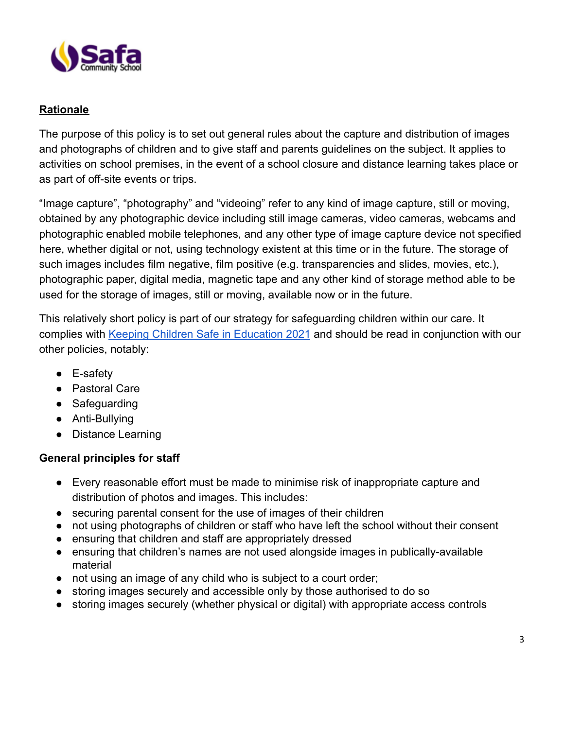**Rationale**

The purpose of this policy is to set out general rules about the capture and distribution of images and photographs of children and to give staff and parents guidelines on the subject. It applies to activities on school premises, in the event of a school closure and distance learning takes place or as part of off-site events or trips.

"Image capture", "photography" and "videoing" refer to any kind of image capture, still or moving, obtained by any photographic device including still image cameras, video cameras, webcams and photographic enabled mobile telephones, and any other type of image capture device not specified here, whether digital or not, using technology existent at this time or in the future. The storage of such images includes film negative, film positive (e.g. transparencies and slides, movies, etc.), photographic paper, digital media, magnetic tape and any other kind of storage method able to be used for the storage of images, still or moving, available now or in the future.

This relatively short policy is part of our strategy for safeguarding children within our care. It complies with Keeping Children Safe in Education 2021 and should be read in conjunction with our other policies, notably:

- E-safety
- Pastoral Care
- Safeguarding
- Anti-Bullying
- Distance Learning

**General principles for staff**

- Every reasonable effort must be made to minimise risk of inappropriate capture and distribution of photos and images. This includes:
- securing parental consent for the use of images of their children
- not using photographs of children or staff who have left the school without their consent
- ensuring that children and staff are appropriately dressed
- ensuring that children's names are not used alongside images in publically-available material
- not using an image of any child who is subject to a court order;
- storing images securely and accessible only by those authorised to do so
- storing images securely (whether physical or digital) with appropriate access controls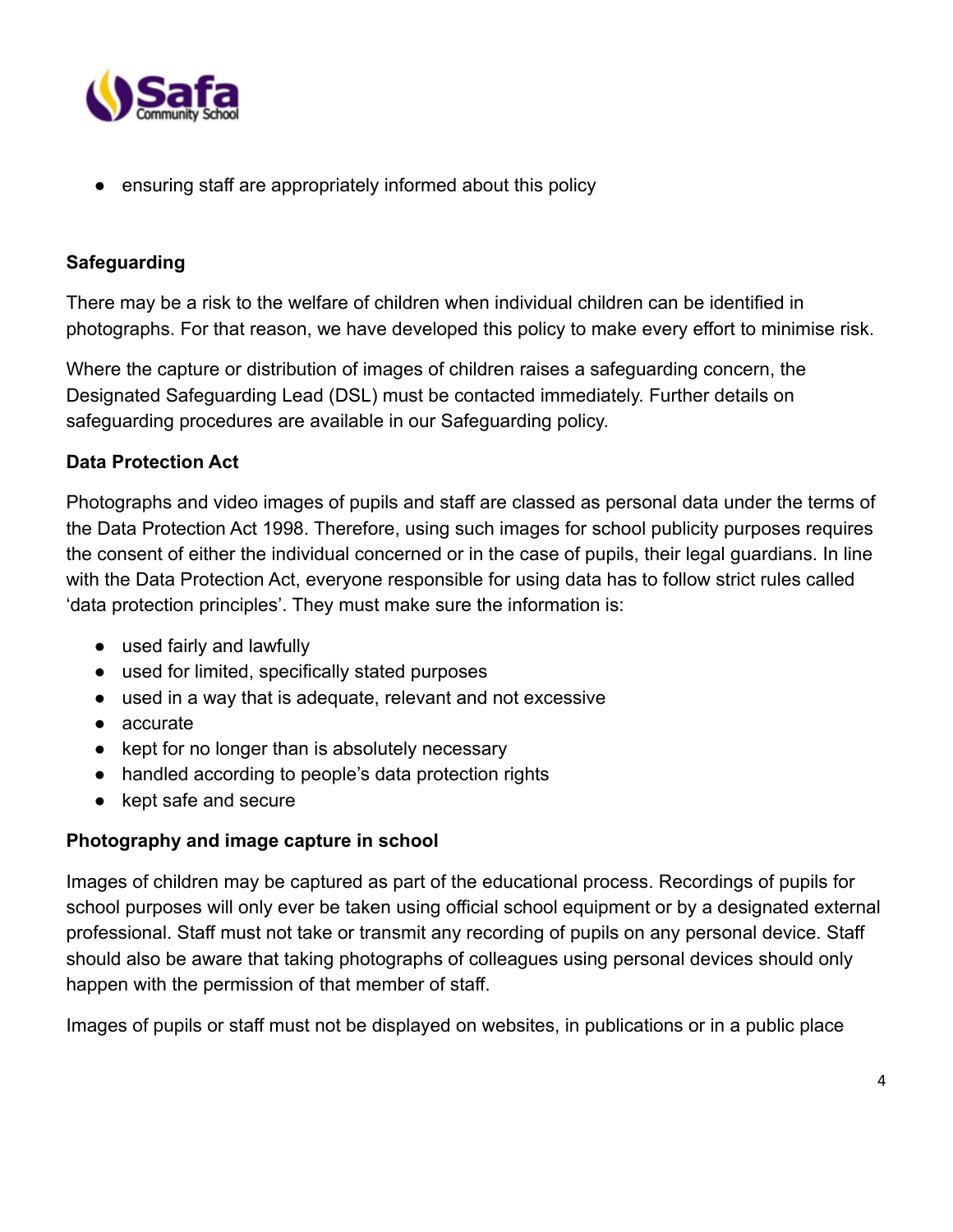- ensuring staff are appropriately informed about this policy

**Safeguarding**

There may be a risk to the welfare of children when individual children can be identified in photographs. For that reason, we have developed this policy to make every effort to minimise risk.

Where the capture or distribution of images of children raises a safeguarding concern, the Designated Safeguarding Lead (DSL) must be contacted immediately. Further details on safeguarding procedures are available in our Safeguarding policy.

**Data Protection Act**

Photographs and video images of pupils and staff are classed as personal data under the terms of the Data Protection Act 1998. Therefore, using such images for school publicity purposes requires the consent of either the individual concerned or in the case of pupils, their legal guardians. In line with the Data Protection Act, everyone responsible for using data has to follow strict rules called 'data protection principles'. They must make sure the information is:

- used fairly and lawfully
- used for limited, specifically stated purposes
- used in a way that is adequate, relevant and not excessive
- accurate
- kept for no longer than is absolutely necessary
- handled according to people's data protection rights
- kept safe and secure

**Photography and image capture in school**

Images of children may be captured as part of the educational process. Recordings of pupils for school purposes will only ever be taken using official school equipment or by a designated external professional. Staff must not take or transmit any recording of pupils on any personal device. Staff should also be aware that taking photographs of colleagues using personal devices should only happen with the permission of that member of staff.

Images of pupils or staff must not be displayed on websites, in publications or in a public place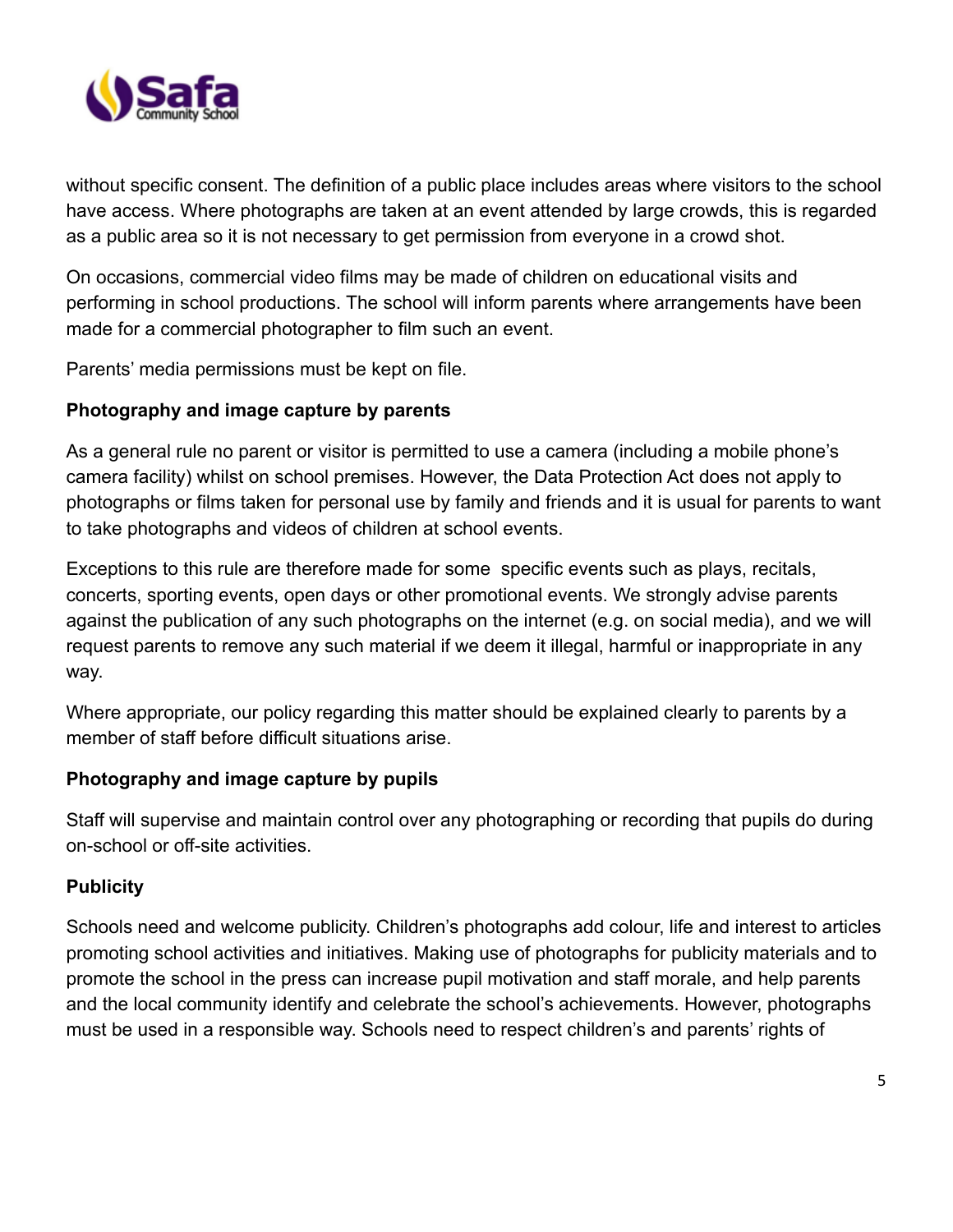without specific consent. The definition of a public place includes areas where visitors to the school have access. Where photographs are taken at an event attended by large crowds, this is regarded as a public area so it is not necessary to get permission from everyone in a crowd shot.

On occasions, commercial video films may be made of children on educational visits and performing in school productions. The school will inform parents where arrangements have been made for a commercial photographer to film such an event.

Parents' media permissions must be kept on file.

**Photography and image capture by parents**

As a general rule no parent or visitor is permitted to use a camera (including a mobile phone's camera facility) whilst on school premises. However, the Data Protection Act does not apply to photographs or films taken for personal use by family and friends and it is usual for parents to want to take photographs and videos of children at school events.

Exceptions to this rule are therefore made for some specific events such as plays, recitals, concerts, sporting events, open days or other promotional events. We strongly advise parents against the publication of any such photographs on the internet (e.g. on social media), and we will request parents to remove any such material if we deem it illegal, harmful or inappropriate in any way.

Where appropriate, our policy regarding this matter should be explained clearly to parents by a member of staff before difficult situations arise.

**Photography and image capture by pupils**

Staff will supervise and maintain control over any photographing or recording that pupils do during on-school or off-site activities.

**Publicity**

Schools need and welcome publicity. Children's photographs add colour, life and interest to articles promoting school activities and initiatives. Making use of photographs for publicity materials and to promote the school in the press can increase pupil motivation and staff morale, and help parents and the local community identify and celebrate the school's achievements. However, photographs must be used in a responsible way. Schools need to respect children's and parents' rights of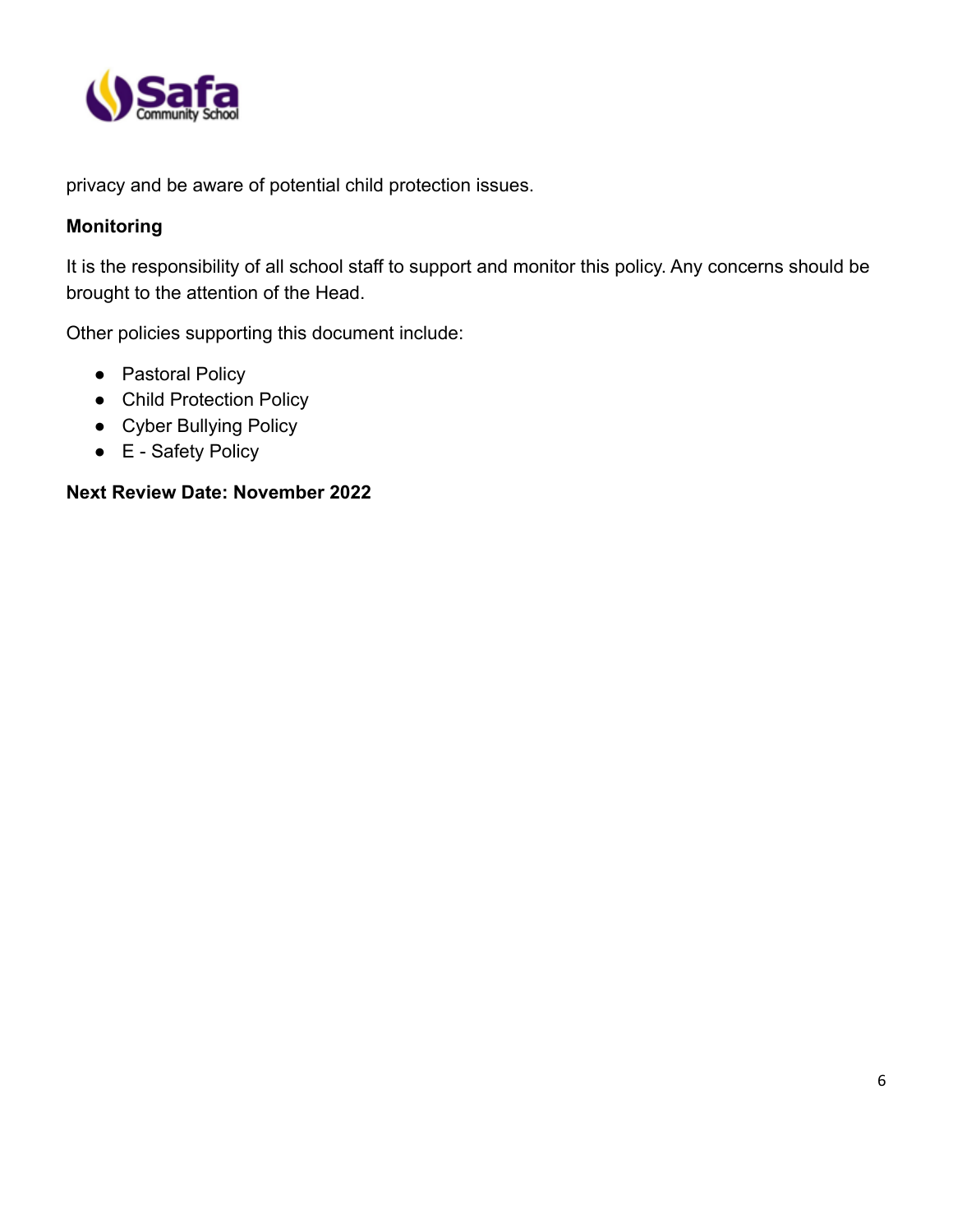privacy and be aware of potential child protection issues.

**Monitoring**

It is the responsibility of all school staff to support and monitor this policy. Any concerns should be brought to the attention of the Head.

Other policies supporting this document include:

- Pastoral Policy
- Child Protection Policy
- Cyber Bullying Policy
- E - Safety Policy

**Next Review Date: November 2022**